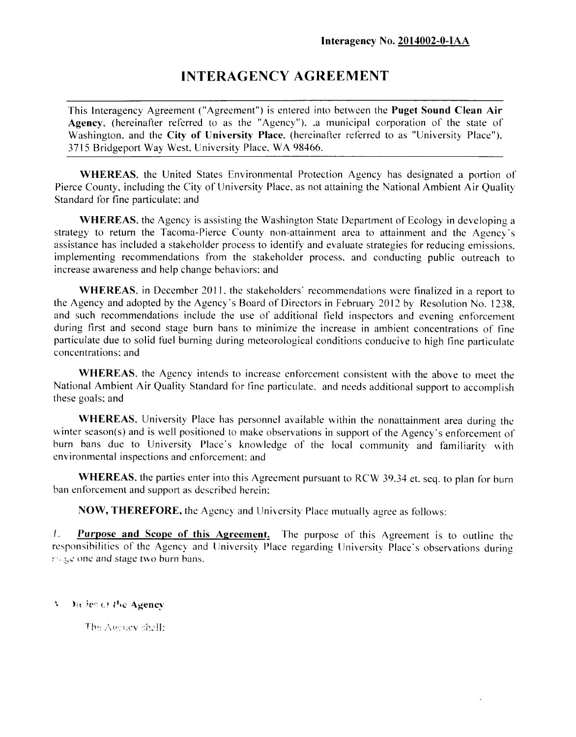**Interagency No. 2014002-0-IAA**

# INTERAGENCY AGREEMENT

This Interagency Agreement ("Agreement") is entered into between the **Puget Sound Clean Air Agency**, (hereinafter referred to as the "Agency"), ,a municipal corporation of the state of Washington, and the **City of University Place**, (hereinafter referred to as "University Place"), 3715 Bridgeport Way West, University Place, WA 98466.

**WHEREAS**, the United States Environmental Protection Agency has designated a portion of Pierce County, including the City of University Place, as not attaining the National Ambient Air Quality Standard for fine particulate; and

**WHEREAS**, the Agency is assisting the Washington State Department of Ecology in developing a strategy to return the Tacoma-Pierce County non-attainment area to attainment and the Agency's assistance has included a stakeholder process to identify and evaluate strategies for reducing emissions, implementing recommendations from the stakeholder process, and conducting public outreach to increase awareness and help change behaviors; and

**WHEREAS**, in December 2011, the stakeholders' recommendations were finalized in a report to the Agency and adopted by the Agency's Board of Directors in February 2012 by Resolution No. 1238, and such recommendations include the use of additional field inspectors and evening enforcement during first and second stage burn bans to minimize the increase in ambient concentrations of fine particulate due to solid fuel burning during meteorological conditions conducive to high fine particulate concentrations; and

**WHEREAS**, the Agency intends to increase enforcement consistent with the above to meet the National Ambient Air Quality Standard for fine particulate, and needs additional support to accomplish these goals; and

**WHEREAS**, University Place has personnel available within the nonattainment area during the winter season(s) and is well positioned to make observations in support of the Agency's enforcement of burn bans due to University Place's knowledge of the local community and familiarity with environmental inspections and enforcement; and

**WHEREAS**, the parties enter into this Agreement pursuant to RCW 39.34 et. seq. to plan for burn ban enforcement and support as described herein;

**NOW, THEREFORE,** the Agency and University Place mutually agree as follows:

*1.* **Purpose and Scope of this Agreement.** The purpose of this Agreement is to outline the responsibilities of the Agency and University Place regarding University Place's observations during stage one and stage two burn bans.

**2. Duties of the Agency**

The Agency shall: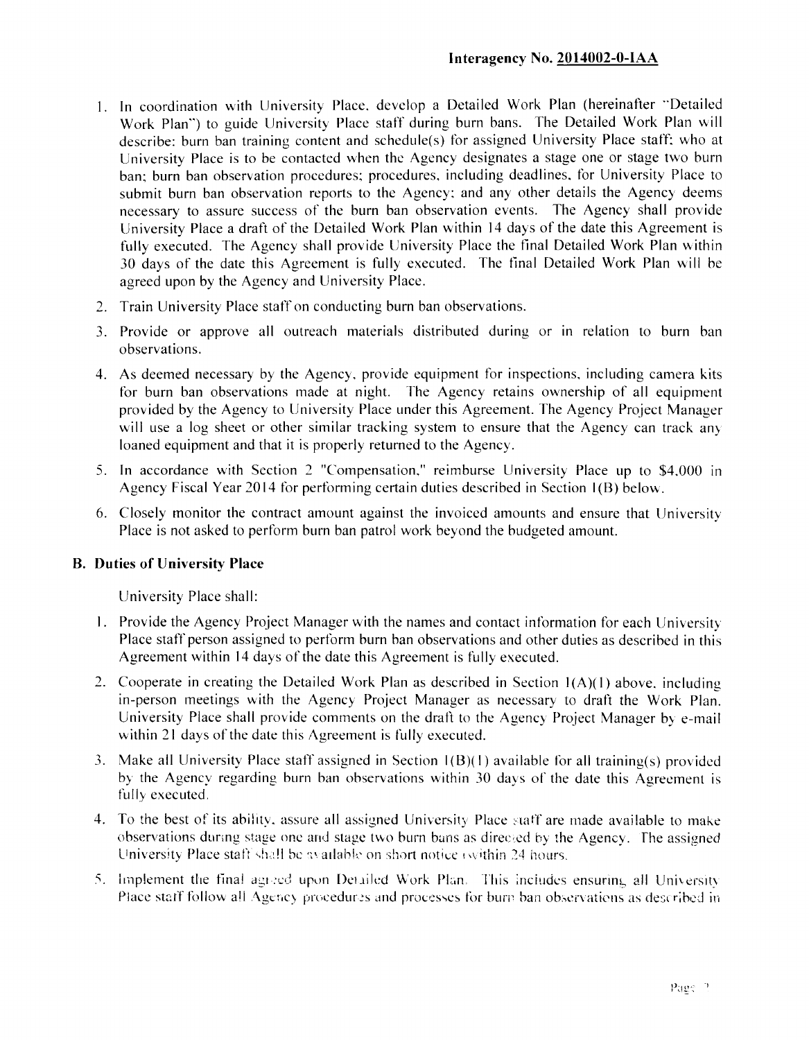**Interagency No. 2014002-0-IAA**

1. In coordination with University Place, develop a Detailed Work Plan (hereinafter "Detailed Work Plan") to guide University Place staff during burn bans. The Detailed Work Plan will describe: burn ban training content and schedule(s) for assigned University Place staff; who at University Place is to be contacted when the Agency designates a stage one or stage two burn ban; burn ban observation procedures; procedures, including deadlines, for University Place to submit burn ban observation reports to the Agency; and any other details the Agency deems necessary to assure success of the burn ban observation events. The Agency shall provide University Place a draft of the Detailed Work Plan within 14 days of the date this Agreement is fully executed. The Agency shall provide University Place the final Detailed Work Plan within 30 days of the date this Agreement is fully executed. The final Detailed Work Plan will be agreed upon by the Agency and University Place.
2. Train University Place staff on conducting burn ban observations.
3. Provide or approve all outreach materials distributed during or in relation to burn ban observations.
4. As deemed necessary by the Agency, provide equipment for inspections, including camera kits for burn ban observations made at night. The Agency retains ownership of all equipment provided by the Agency to University Place under this Agreement. The Agency Project Manager will use a log sheet or other similar tracking system to ensure that the Agency can track any loaned equipment and that it is properly returned to the Agency.
5. In accordance with Section 2 "Compensation," reimburse University Place up to $4,000 in Agency Fiscal Year 2014 for performing certain duties described in Section 1(B) below.
6. Closely monitor the contract amount against the invoiced amounts and ensure that University Place is not asked to perform burn ban patrol work beyond the budgeted amount.

### B. Duties of University Place

University Place shall:

1. Provide the Agency Project Manager with the names and contact information for each University Place staff person assigned to perform burn ban observations and other duties as described in this Agreement within 14 days of the date this Agreement is fully executed.
2. Cooperate in creating the Detailed Work Plan as described in Section 1(A)(1) above, including in-person meetings with the Agency Project Manager as necessary to draft the Work Plan. University Place shall provide comments on the draft to the Agency Project Manager by e-mail within 21 days of the date this Agreement is fully executed.
3. Make all University Place staff assigned in Section 1(B)(1) available for all training(s) provided by the Agency regarding burn ban observations within 30 days of the date this Agreement is fully executed.
4. To the best of its ability, assure all assigned University Place staff are made available to make observations during stage one and stage two burn bans as directed by the Agency. The assigned University Place staff shall be available on short notice (within 24 hours.
5. Implement the final agreed upon Detailed Work Plan. This includes ensuring all University Place staff follow all Agency procedures and processes for burn ban observations as described in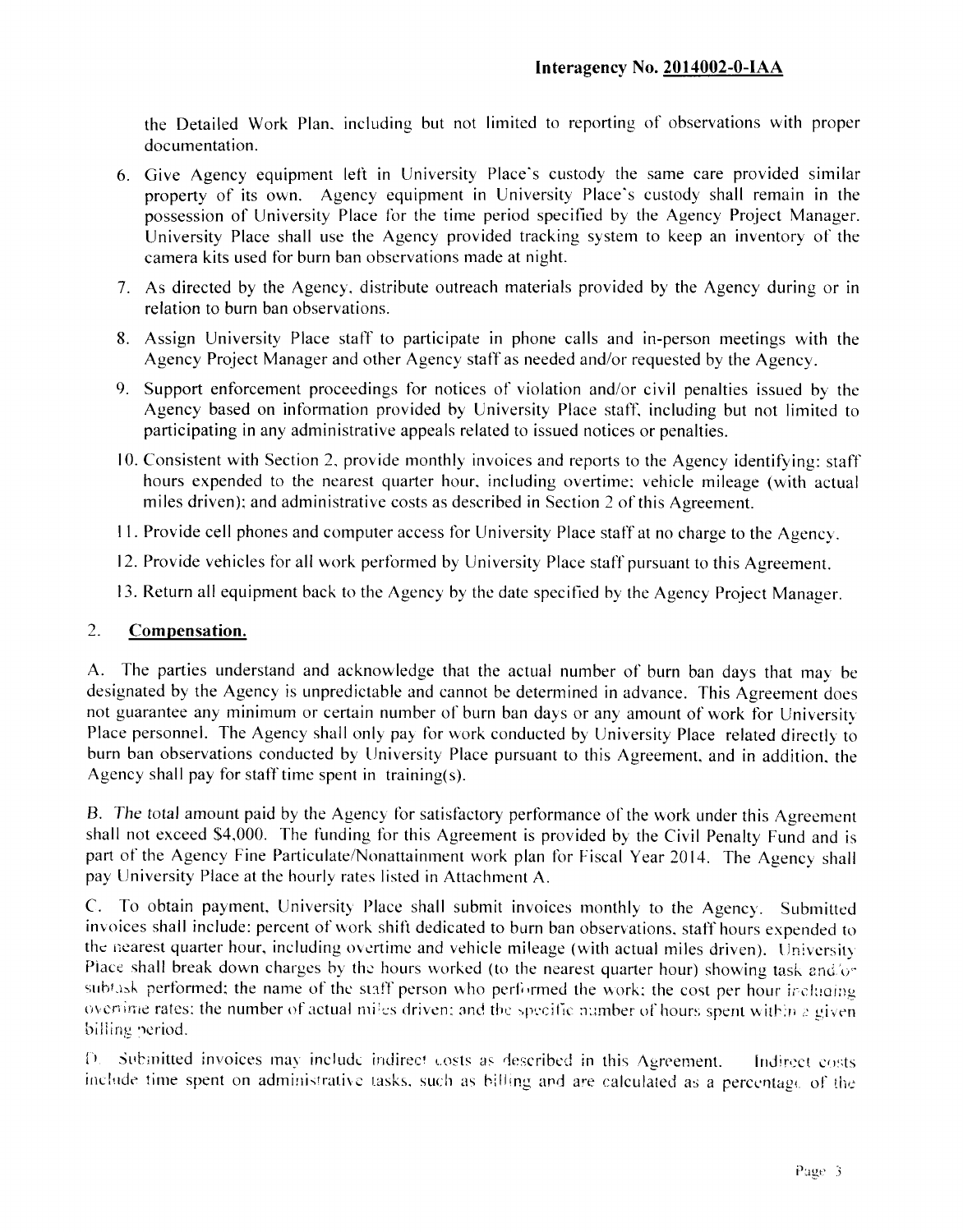the Detailed Work Plan, including but not limited to reporting of observations with proper documentation.

6. Give Agency equipment left in University Place's custody the same care provided similar property of its own. Agency equipment in University Place's custody shall remain in the possession of University Place for the time period specified by the Agency Project Manager. University Place shall use the Agency provided tracking system to keep an inventory of the camera kits used for burn ban observations made at night.
7. As directed by the Agency, distribute outreach materials provided by the Agency during or in relation to burn ban observations.
8. Assign University Place staff to participate in phone calls and in-person meetings with the Agency Project Manager and other Agency staff as needed and/or requested by the Agency.
9. Support enforcement proceedings for notices of violation and/or civil penalties issued by the Agency based on information provided by University Place staff, including but not limited to participating in any administrative appeals related to issued notices or penalties.
10. Consistent with Section 2, provide monthly invoices and reports to the Agency identifying: staff hours expended to the nearest quarter hour, including overtime; vehicle mileage (with actual miles driven); and administrative costs as described in Section 2 of this Agreement.
11. Provide cell phones and computer access for University Place staff at no charge to the Agency.
12. Provide vehicles for all work performed by University Place staff pursuant to this Agreement.
13. Return all equipment back to the Agency by the date specified by the Agency Project Manager.

## 2. **Compensation.**

A. The parties understand and acknowledge that the actual number of burn ban days that may be designated by the Agency is unpredictable and cannot be determined in advance. This Agreement does not guarantee any minimum or certain number of burn ban days or any amount of work for University Place personnel. The Agency shall only pay for work conducted by University Place related directly to burn ban observations conducted by University Place pursuant to this Agreement, and in addition, the Agency shall pay for staff time spent in training(s).

B. The total amount paid by the Agency for satisfactory performance of the work under this Agreement shall not exceed $4,000. The funding for this Agreement is provided by the Civil Penalty Fund and is part of the Agency Fine Particulate/Nonattainment work plan for Fiscal Year 2014. The Agency shall pay University Place at the hourly rates listed in Attachment A.

C. To obtain payment, University Place shall submit invoices monthly to the Agency. Submitted invoices shall include: percent of work shift dedicated to burn ban observations, staff hours expended to the nearest quarter hour, including overtime and vehicle mileage (with actual miles driven). University Place shall break down charges by the hours worked (to the nearest quarter hour) showing task and/or subtask performed; the name of the staff person who performed the work; the cost per hour including overtime rates; the number of actual miles driven; and the specific number of hours spent within a given billing period.

D. Submitted invoices may include indirect costs as described in this Agreement. Indirect costs include time spent on administrative tasks, such as billing and are calculated as a percentage of the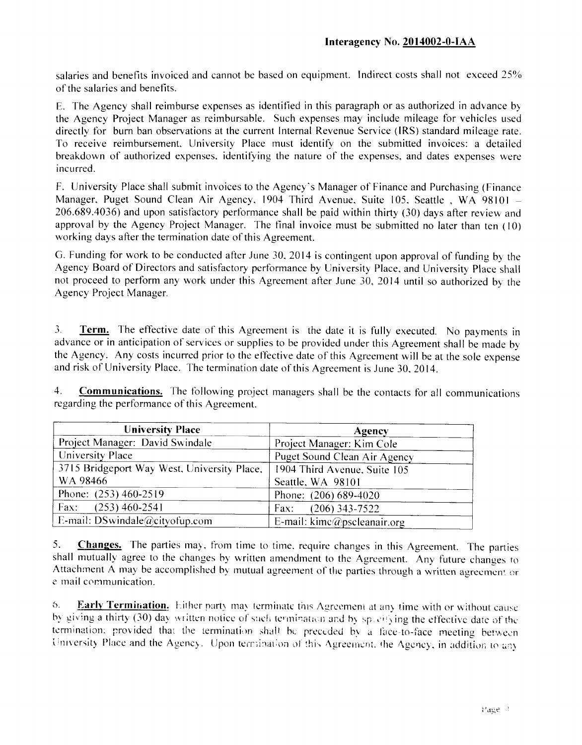salaries and benefits invoiced and cannot be based on equipment. Indirect costs shall not exceed 25% of the salaries and benefits.

E. The Agency shall reimburse expenses as identified in this paragraph or as authorized in advance by the Agency Project Manager as reimbursable. Such expenses may include mileage for vehicles used directly for burn ban observations at the current Internal Revenue Service (IRS) standard mileage rate. To receive reimbursement, University Place must identify on the submitted invoices: a detailed breakdown of authorized expenses, identifying the nature of the expenses, and dates expenses were incurred.

F. University Place shall submit invoices to the Agency's Manager of Finance and Purchasing (Finance Manager, Puget Sound Clean Air Agency, 1904 Third Avenue, Suite 105, Seattle , WA 98101 – 206.689.4036) and upon satisfactory performance shall be paid within thirty (30) days after review and approval by the Agency Project Manager. The final invoice must be submitted no later than ten (10) working days after the termination date of this Agreement.

G. Funding for work to be conducted after June 30, 2014 is contingent upon approval of funding by the Agency Board of Directors and satisfactory performance by University Place, and University Place shall not proceed to perform any work under this Agreement after June 30, 2014 until so authorized by the Agency Project Manager.

3. **Term.** The effective date of this Agreement is the date it is fully executed. No payments in advance or in anticipation of services or supplies to be provided under this Agreement shall be made by the Agency. Any costs incurred prior to the effective date of this Agreement will be at the sole expense and risk of University Place. The termination date of this Agreement is June 30, 2014.

4. **Communications.** The following project managers shall be the contacts for all communications regarding the performance of this Agreement.

| University Place | Agency |
|---|---|
| Project Manager: David Swindale | Project Manager: Kim Cole |
| University Place | Puget Sound Clean Air Agency |
| 3715 Bridgeport Way West, University Place, WA 98466 | 1904 Third Avenue, Suite 105 Seattle, WA 98101 |
| Phone: (253) 460-2519 | Phone: (206) 689-4020 |
| Fax: (253) 460-2541 | Fax: (206) 343-7522 |
| E-mail: DSwindale@cityofup.com | E-mail: kimc@pscleanair.org |

5. **Changes.** The parties may, from time to time, require changes in this Agreement. The parties shall mutually agree to the changes by written amendment to the Agreement. Any future changes to Attachment A may be accomplished by mutual agreement of the parties through a written agreement or e mail communication.

6. **Early Termination.** Either party may terminate this Agreement at any time with or without cause by giving a thirty (30) day written notice of such termination and by specifying the effective date of the termination; provided that the termination shall be preceded by a face-to-face meeting between University Place and the Agency. Upon termination of this Agreement, the Agency, in addition to any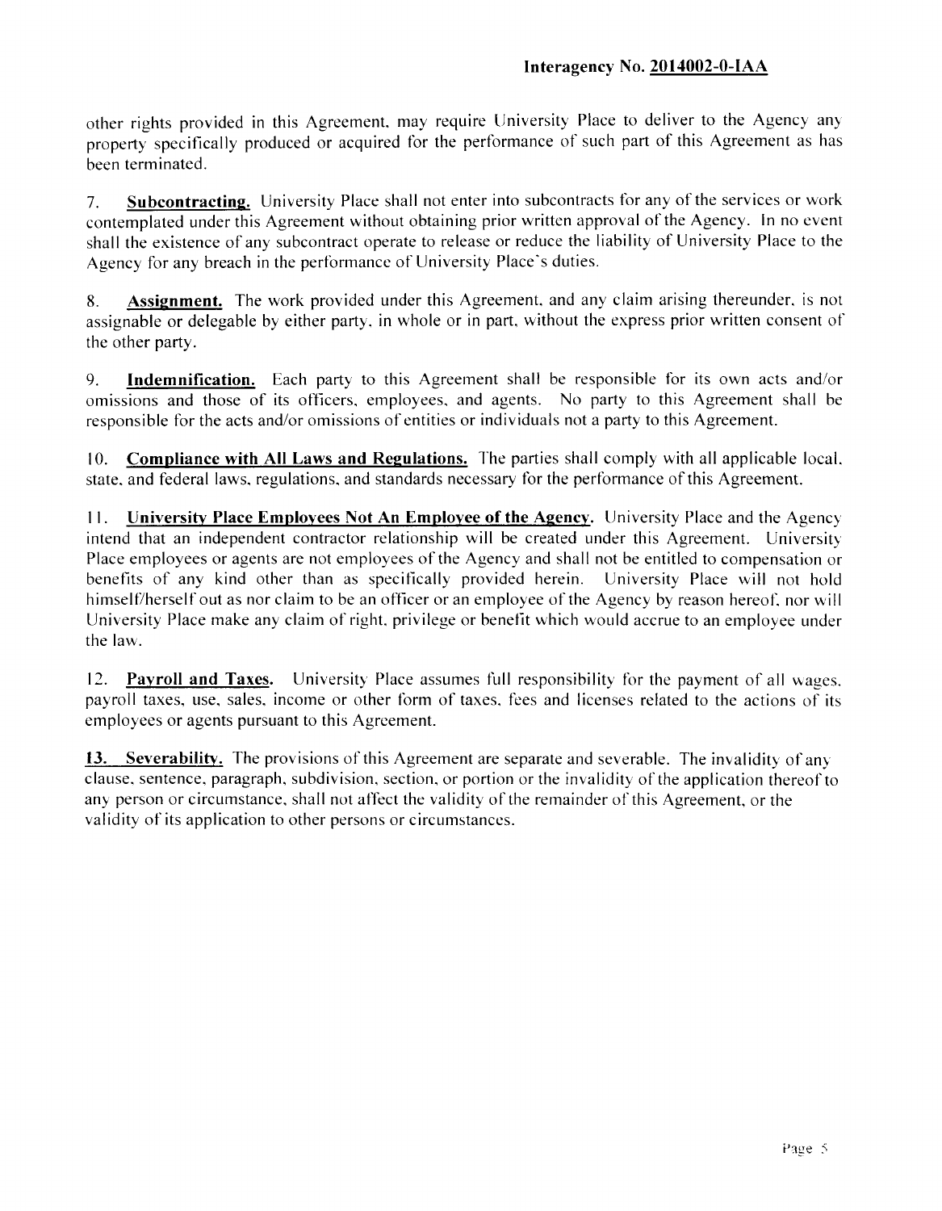other rights provided in this Agreement, may require University Place to deliver to the Agency any property specifically produced or acquired for the performance of such part of this Agreement as has been terminated.

7. **Subcontracting.** University Place shall not enter into subcontracts for any of the services or work contemplated under this Agreement without obtaining prior written approval of the Agency. In no event shall the existence of any subcontract operate to release or reduce the liability of University Place to the Agency for any breach in the performance of University Place's duties.

8. **Assignment.** The work provided under this Agreement, and any claim arising thereunder, is not assignable or delegable by either party, in whole or in part, without the express prior written consent of the other party.

9. **Indemnification.** Each party to this Agreement shall be responsible for its own acts and/or omissions and those of its officers, employees, and agents. No party to this Agreement shall be responsible for the acts and/or omissions of entities or individuals not a party to this Agreement.

10. **Compliance with All Laws and Regulations.** The parties shall comply with all applicable local, state, and federal laws, regulations, and standards necessary for the performance of this Agreement.

11. **University Place Employees Not An Employee of the Agency.** University Place and the Agency intend that an independent contractor relationship will be created under this Agreement. University Place employees or agents are not employees of the Agency and shall not be entitled to compensation or benefits of any kind other than as specifically provided herein. University Place will not hold himself/herself out as nor claim to be an officer or an employee of the Agency by reason hereof, nor will University Place make any claim of right, privilege or benefit which would accrue to an employee under the law.

12. **Payroll and Taxes.** University Place assumes full responsibility for the payment of all wages, payroll taxes, use, sales, income or other form of taxes, fees and licenses related to the actions of its employees or agents pursuant to this Agreement.

**13. Severability.** The provisions of this Agreement are separate and severable. The invalidity of any clause, sentence, paragraph, subdivision, section, or portion or the invalidity of the application thereof to any person or circumstance, shall not affect the validity of the remainder of this Agreement, or the validity of its application to other persons or circumstances.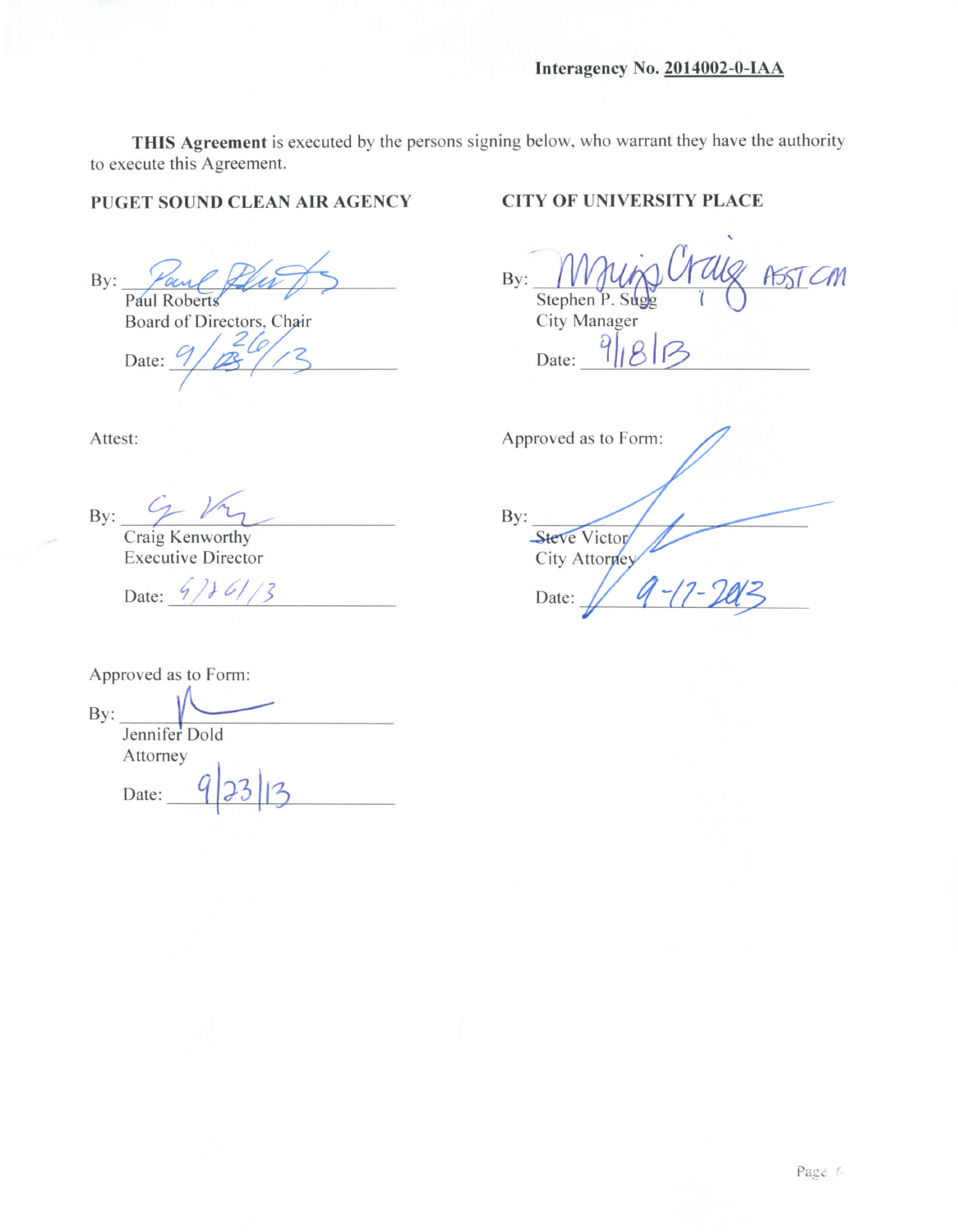**Interagency No. 2014002-0-IAA**

**THIS Agreement** is executed by the persons signing below, who warrant they have the authority to execute this Agreement.

**PUGET SOUND CLEAN AIR AGENCY**

By: ______________________________
Paul Roberts
Board of Directors, Chair

Date: 9/26/13

Attest:

By: ______________________________
Craig Kenworthy
Executive Director

Date: 9/26/13

Approved as to Form:

By: ______________________________
Jennifer Dold
Attorney

Date: 9/23/13

**CITY OF UNIVERSITY PLACE**

By: ______________________________ ASST CM
Stephen P. Sugg
City Manager

Date: 9/18/13

Approved as to Form:

By: ______________________________
Steve Victor
City Attorney

Date: 9-17-2013